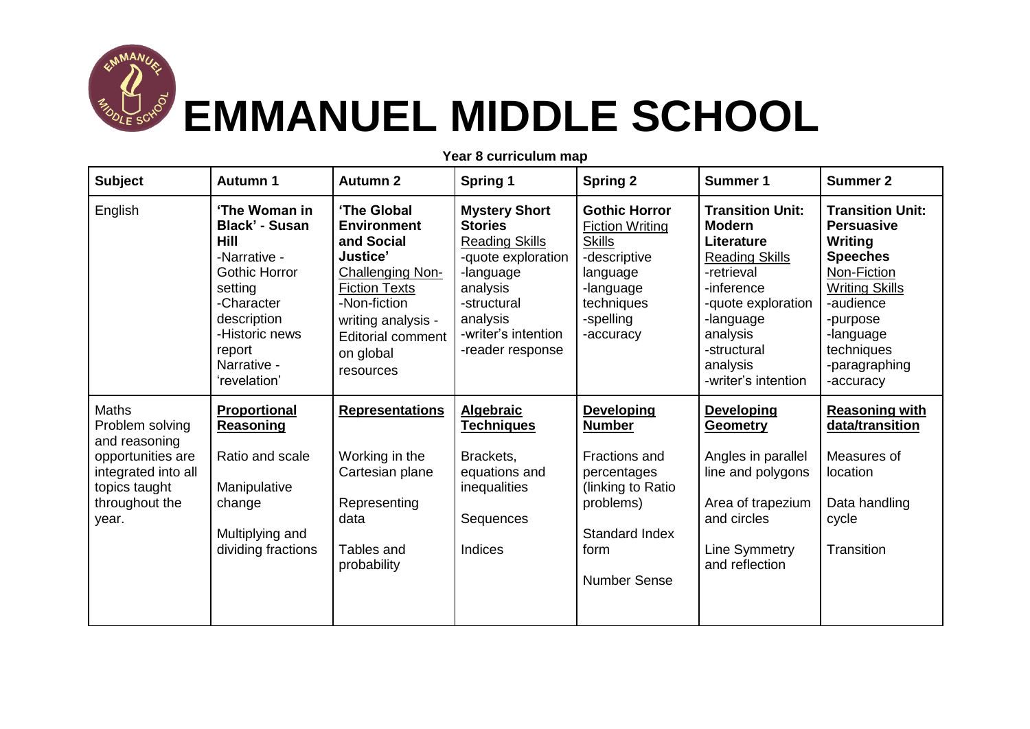# EMMANUEL MIDDLE SCHOOL

**Year 8 curriculum map**

| **Subject** | **Autumn 1** | **Autumn 2** | **Spring 1** | **Spring 2** | **Summer 1** | **Summer 2** |
|---|---|---|---|---|---|---|
| English | **'The Woman in Black' - Susan Hill**<br>-Narrative - Gothic Horror setting<br>-Character description<br>-Historic news report<br>Narrative - 'revelation' | **'The Global Environment and Social Justice'**<br>Challenging Non-Fiction Texts<br>-Non-fiction writing analysis - Editorial comment on global resources | **Mystery Short Stories**<br>Reading Skills<br>-quote exploration<br>-language analysis<br>-structural analysis<br>-writer's intention<br>-reader response | **Gothic Horror**<br>Fiction Writing Skills<br>-descriptive language<br>-language techniques<br>-spelling<br>-accuracy | **Transition Unit: Modern Literature**<br>Reading Skills<br>-retrieval<br>-inference<br>-quote exploration<br>-language analysis<br>-structural analysis<br>-writer's intention | **Transition Unit: Persuasive Writing Speeches**<br>Non-Fiction Writing Skills<br>-audience<br>-purpose<br>-language techniques<br>-paragraphing<br>-accuracy |
| Maths<br>Problem solving and reasoning opportunities are integrated into all topics taught throughout the year. | **Proportional Reasoning**<br><br>Ratio and scale<br><br>Manipulative change<br><br>Multiplying and dividing fractions | **Representations**<br><br>Working in the Cartesian plane<br><br>Representing data<br><br>Tables and probability | **Algebraic Techniques**<br><br>Brackets, equations and inequalities<br><br>Sequences<br><br>Indices | **Developing Number**<br><br>Fractions and percentages (linking to Ratio problems)<br><br>Standard Index form<br><br>Number Sense | **Developing Geometry**<br><br>Angles in parallel line and polygons<br><br>Area of trapezium and circles<br><br>Line Symmetry and reflection | **Reasoning with data/transition**<br><br>Measures of location<br><br>Data handling cycle<br><br>Transition |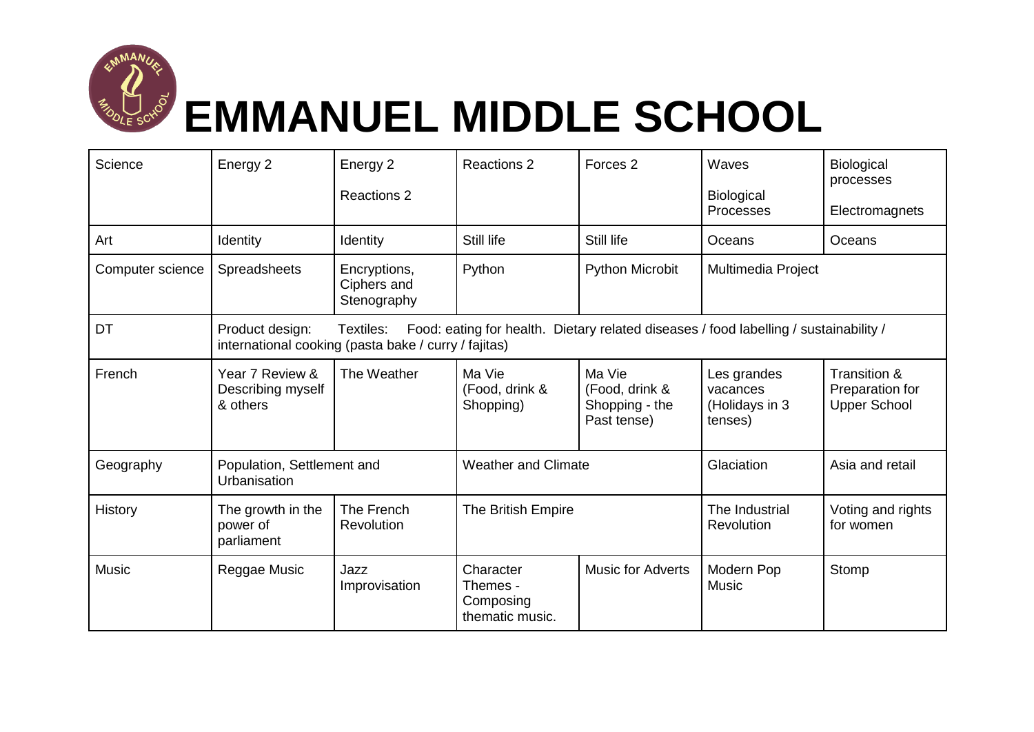# EMMANUEL MIDDLE SCHOOL

| | | | | | | |
|---|---|---|---|---|---|---|
| Science | Energy 2 | Energy 2<br><br>Reactions 2 | Reactions 2 | Forces 2 | Waves<br><br>Biological Processes | Biological processes<br><br>Electromagnets |
| Art | Identity | Identity | Still life | Still life | Oceans | Oceans |
| Computer science | Spreadsheets | Encryptions, Ciphers and Stenography | Python | Python Microbit | Multimedia Project | |
| DT | Product design: Textiles: Food: eating for health. Dietary related diseases / food labelling / sustainability / international cooking (pasta bake / curry / fajitas) | | | | | |
| French | Year 7 Review & Describing myself & others | The Weather | Ma Vie (Food, drink & Shopping) | Ma Vie (Food, drink & Shopping - the Past tense) | Les grandes vacances (Holidays in 3 tenses) | Transition & Preparation for Upper School |
| Geography | Population, Settlement and Urbanisation | | Weather and Climate | | Glaciation | Asia and retail |
| History | The growth in the power of parliament | The French Revolution | The British Empire | | The Industrial Revolution | Voting and rights for women |
| Music | Reggae Music | Jazz Improvisation | Character Themes - Composing thematic music. | Music for Adverts | Modern Pop Music | Stomp |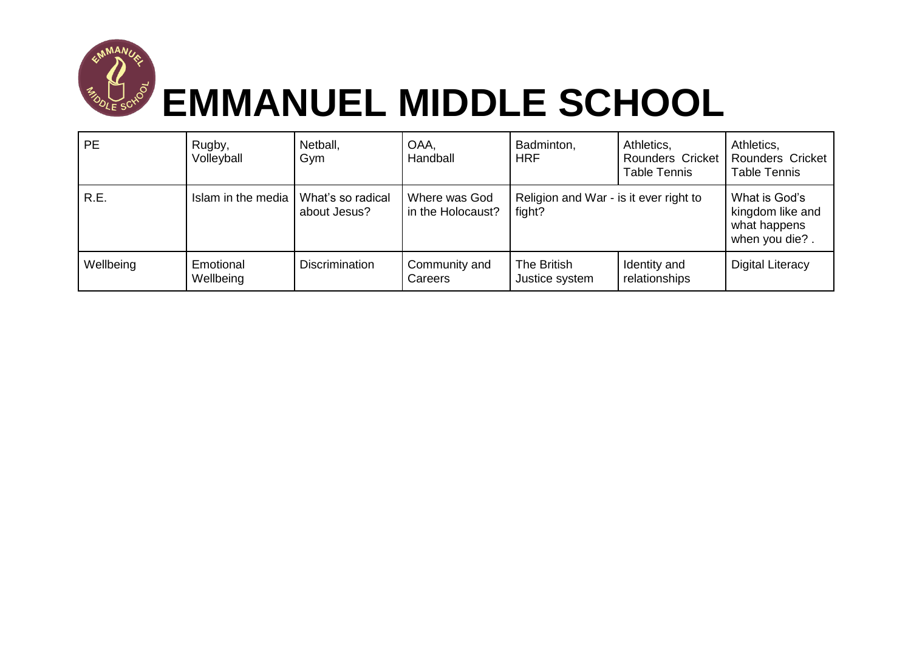# EMMANUEL MIDDLE SCHOOL

| | | | | | | |
|---|---|---|---|---|---|---|
| PE | Rugby, Volleyball | Netball, Gym | OAA, Handball | Badminton, HRF | Athletics, Rounders Cricket Table Tennis | Athletics, Rounders Cricket Table Tennis |
| R.E. | Islam in the media | What's so radical about Jesus? | Where was God in the Holocaust? | Religion and War - is it ever right to fight? | | What is God's kingdom like and what happens when you die? . |
| Wellbeing | Emotional Wellbeing | Discrimination | Community and Careers | The British Justice system | Identity and relationships | Digital Literacy |